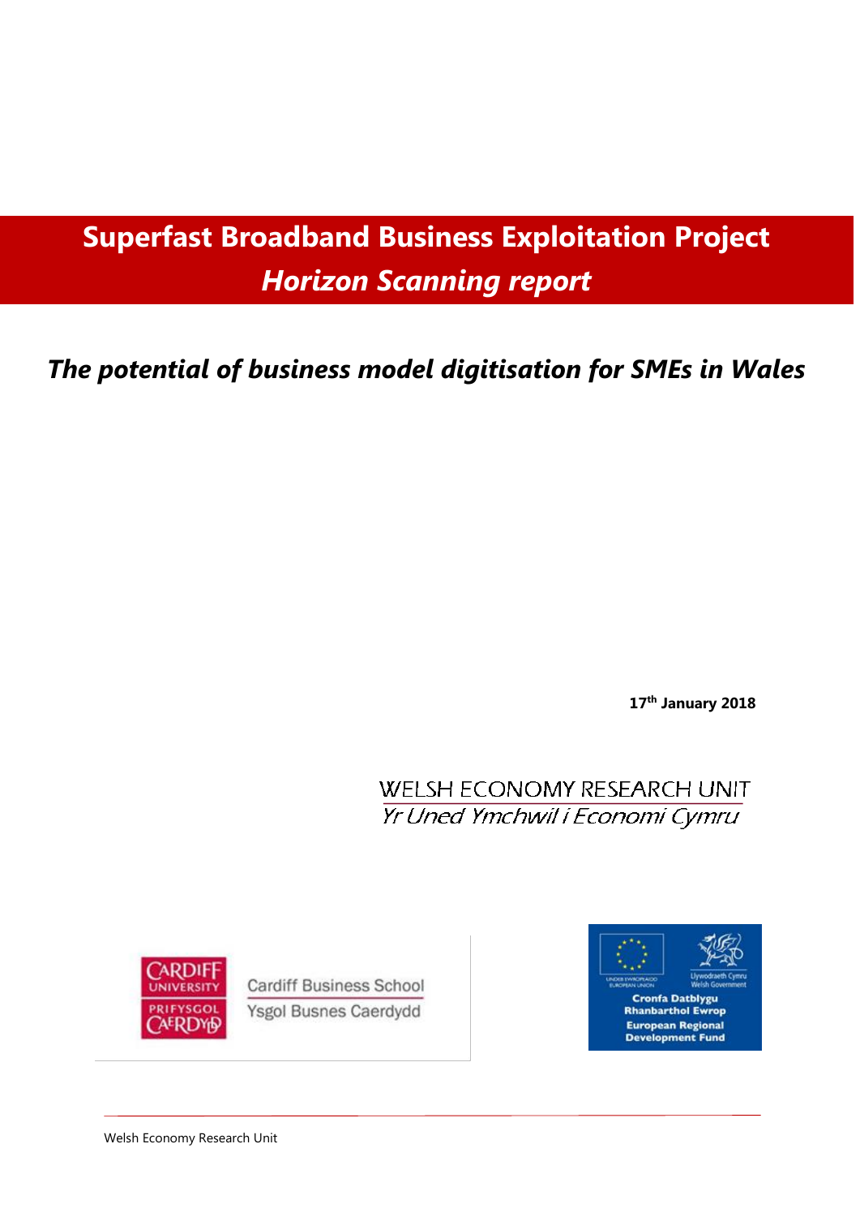# Superfast Broadband Business Exploitation Project
## *Horizon Scanning report*

## *The potential of business model digitisation for SMEs in Wales*

**17th January 2018**

WELSH ECONOMY RESEARCH UNIT
*Yr Uned Ymchwil i Economi Cymru*

Cardiff Business School
Ysgol Busnes Caerdydd

Cronfa Datblygu Rhanbarthol Ewrop
European Regional Development Fund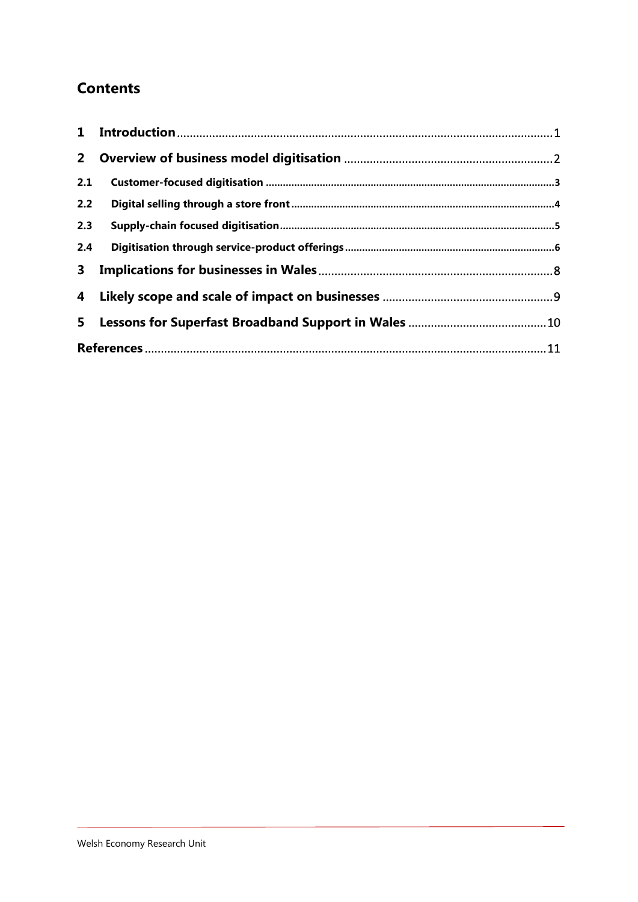## Contents

1 Introduction ... 1

2 Overview of business model digitisation ... 2

2.1 Customer-focused digitisation ... 3

2.2 Digital selling through a store front ... 4

2.3 Supply-chain focused digitisation ... 5

2.4 Digitisation through service-product offerings ... 6

3 Implications for businesses in Wales ... 8

4 Likely scope and scale of impact on businesses ... 9

5 Lessons for Superfast Broadband Support in Wales ... 10

References ... 11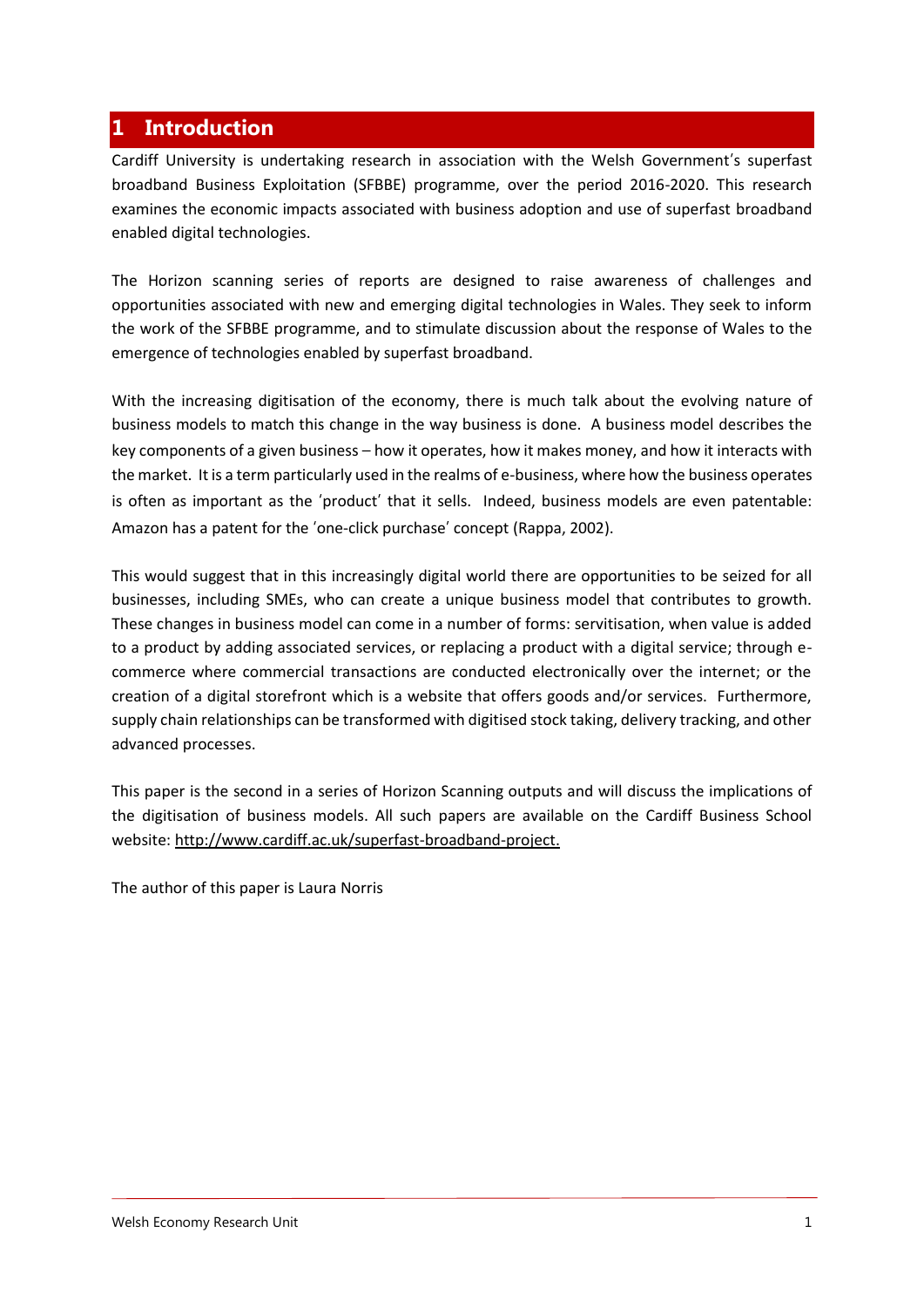# 1 Introduction

Cardiff University is undertaking research in association with the Welsh Government's superfast broadband Business Exploitation (SFBBE) programme, over the period 2016-2020. This research examines the economic impacts associated with business adoption and use of superfast broadband enabled digital technologies.

The Horizon scanning series of reports are designed to raise awareness of challenges and opportunities associated with new and emerging digital technologies in Wales. They seek to inform the work of the SFBBE programme, and to stimulate discussion about the response of Wales to the emergence of technologies enabled by superfast broadband.

With the increasing digitisation of the economy, there is much talk about the evolving nature of business models to match this change in the way business is done. A business model describes the key components of a given business – how it operates, how it makes money, and how it interacts with the market. It is a term particularly used in the realms of e-business, where how the business operates is often as important as the 'product' that it sells. Indeed, business models are even patentable: Amazon has a patent for the 'one-click purchase' concept (Rappa, 2002).

This would suggest that in this increasingly digital world there are opportunities to be seized for all businesses, including SMEs, who can create a unique business model that contributes to growth. These changes in business model can come in a number of forms: servitisation, when value is added to a product by adding associated services, or replacing a product with a digital service; through e-commerce where commercial transactions are conducted electronically over the internet; or the creation of a digital storefront which is a website that offers goods and/or services. Furthermore, supply chain relationships can be transformed with digitised stock taking, delivery tracking, and other advanced processes.

This paper is the second in a series of Horizon Scanning outputs and will discuss the implications of the digitisation of business models. All such papers are available on the Cardiff Business School website: http://www.cardiff.ac.uk/superfast-broadband-project.

The author of this paper is Laura Norris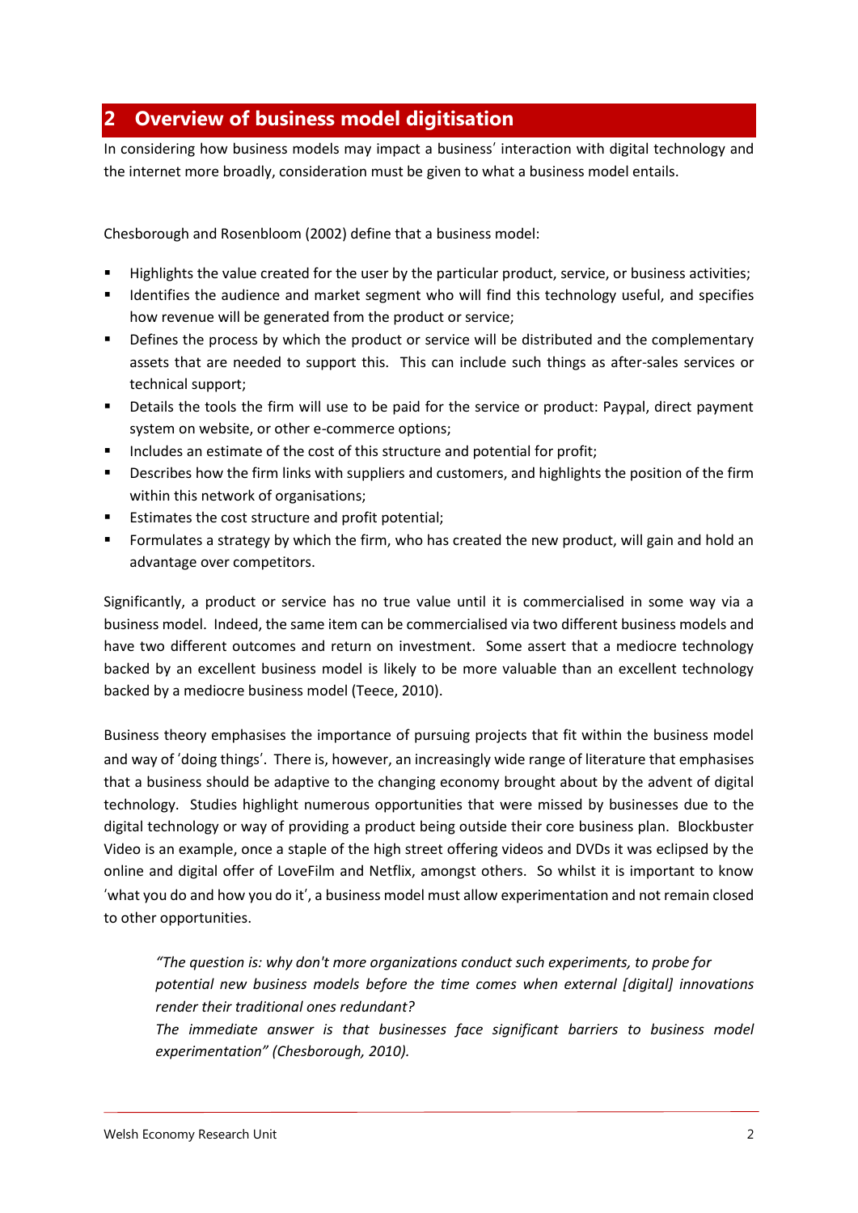## 2 Overview of business model digitisation

In considering how business models may impact a business' interaction with digital technology and the internet more broadly, consideration must be given to what a business model entails.

Chesborough and Rosenbloom (2002) define that a business model:

- Highlights the value created for the user by the particular product, service, or business activities;
- Identifies the audience and market segment who will find this technology useful, and specifies how revenue will be generated from the product or service;
- Defines the process by which the product or service will be distributed and the complementary assets that are needed to support this. This can include such things as after-sales services or technical support;
- Details the tools the firm will use to be paid for the service or product: Paypal, direct payment system on website, or other e-commerce options;
- Includes an estimate of the cost of this structure and potential for profit;
- Describes how the firm links with suppliers and customers, and highlights the position of the firm within this network of organisations;
- Estimates the cost structure and profit potential;
- Formulates a strategy by which the firm, who has created the new product, will gain and hold an advantage over competitors.

Significantly, a product or service has no true value until it is commercialised in some way via a business model. Indeed, the same item can be commercialised via two different business models and have two different outcomes and return on investment. Some assert that a mediocre technology backed by an excellent business model is likely to be more valuable than an excellent technology backed by a mediocre business model (Teece, 2010).

Business theory emphasises the importance of pursuing projects that fit within the business model and way of 'doing things'. There is, however, an increasingly wide range of literature that emphasises that a business should be adaptive to the changing economy brought about by the advent of digital technology. Studies highlight numerous opportunities that were missed by businesses due to the digital technology or way of providing a product being outside their core business plan. Blockbuster Video is an example, once a staple of the high street offering videos and DVDs it was eclipsed by the online and digital offer of LoveFilm and Netflix, amongst others. So whilst it is important to know 'what you do and how you do it', a business model must allow experimentation and not remain closed to other opportunities.

> *"The question is: why don't more organizations conduct such experiments, to probe for potential new business models before the time comes when external [digital] innovations render their traditional ones redundant?*
> *The immediate answer is that businesses face significant barriers to business model experimentation" (Chesborough, 2010).*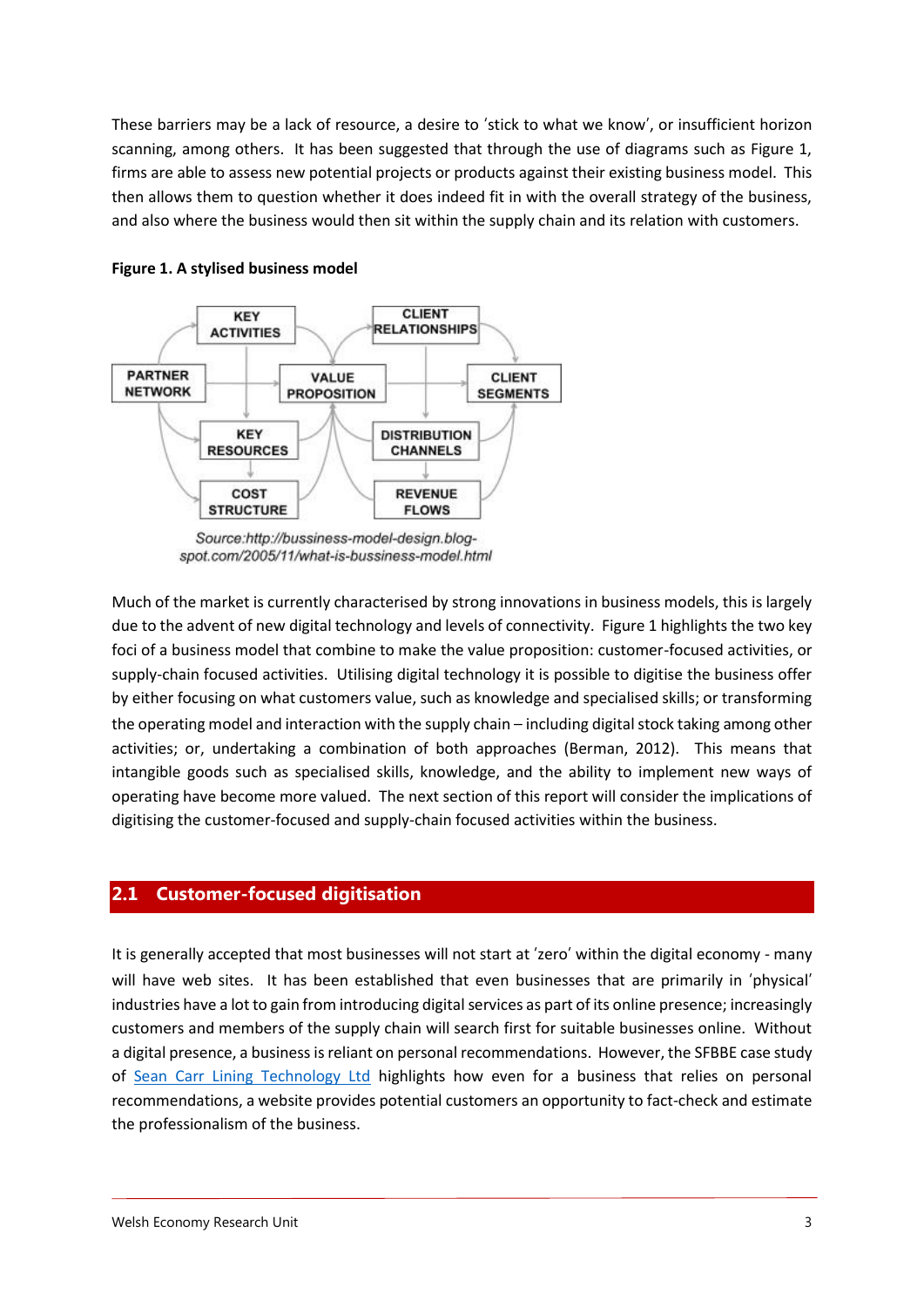These barriers may be a lack of resource, a desire to 'stick to what we know', or insufficient horizon scanning, among others. It has been suggested that through the use of diagrams such as Figure 1, firms are able to assess new potential projects or products against their existing business model. This then allows them to question whether it does indeed fit in with the overall strategy of the business, and also where the business would then sit within the supply chain and its relation with customers.

**Figure 1. A stylised business model**

KEY ACTIVITIES

CLIENT RELATIONSHIPS

PARTNER NETWORK

VALUE PROPOSITION

CLIENT SEGMENTS

KEY RESOURCES

DISTRIBUTION CHANNELS

COST STRUCTURE

REVENUE FLOWS

*Source:http://bussiness-model-design.blog-spot.com/2005/11/what-is-bussiness-model.html*

Much of the market is currently characterised by strong innovations in business models, this is largely due to the advent of new digital technology and levels of connectivity. Figure 1 highlights the two key foci of a business model that combine to make the value proposition: customer-focused activities, or supply-chain focused activities. Utilising digital technology it is possible to digitise the business offer by either focusing on what customers value, such as knowledge and specialised skills; or transforming the operating model and interaction with the supply chain – including digital stock taking among other activities; or, undertaking a combination of both approaches (Berman, 2012). This means that intangible goods such as specialised skills, knowledge, and the ability to implement new ways of operating have become more valued. The next section of this report will consider the implications of digitising the customer-focused and supply-chain focused activities within the business.

## 2.1 Customer-focused digitisation

It is generally accepted that most businesses will not start at 'zero' within the digital economy - many will have web sites. It has been established that even businesses that are primarily in 'physical' industries have a lot to gain from introducing digital services as part of its online presence; increasingly customers and members of the supply chain will search first for suitable businesses online. Without a digital presence, a business is reliant on personal recommendations. However, the SFBBE case study of Sean Carr Lining Technology Ltd highlights how even for a business that relies on personal recommendations, a website provides potential customers an opportunity to fact-check and estimate the professionalism of the business.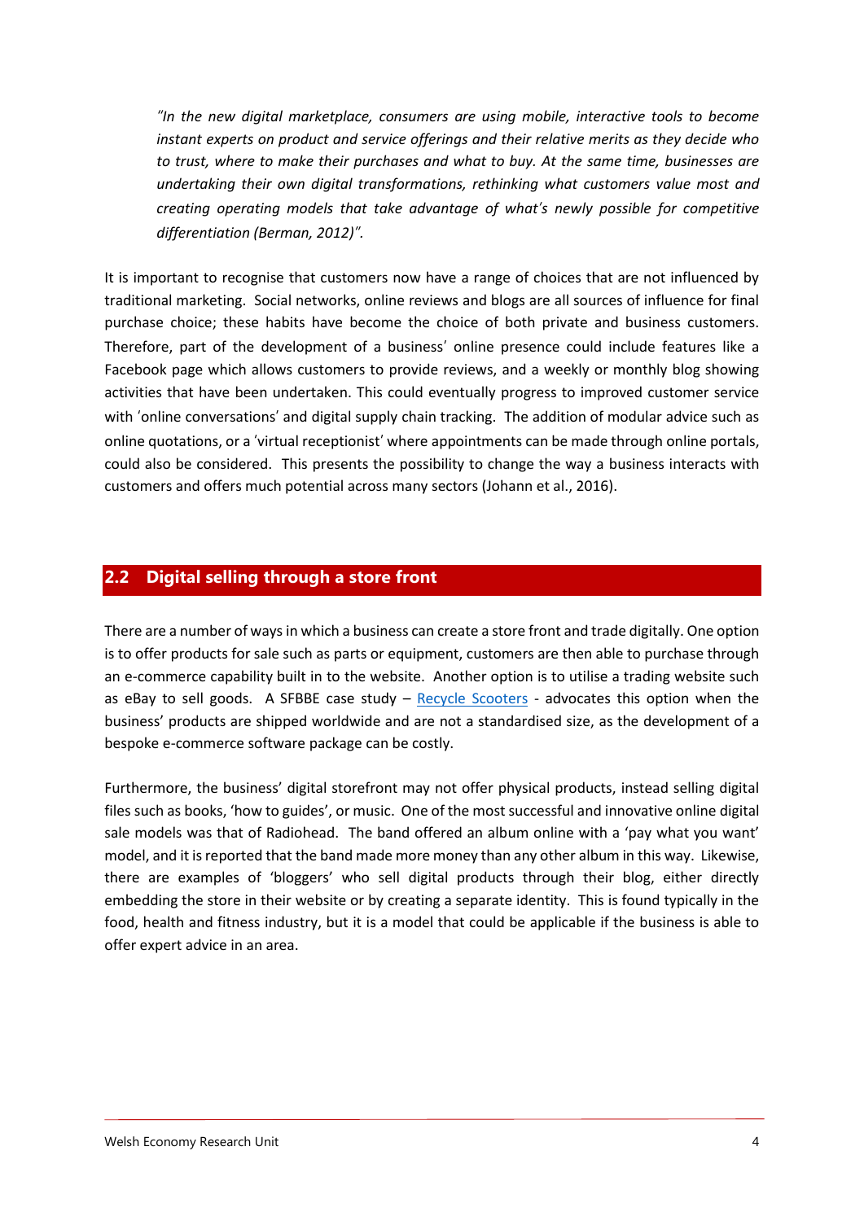*"In the new digital marketplace, consumers are using mobile, interactive tools to become instant experts on product and service offerings and their relative merits as they decide who to trust, where to make their purchases and what to buy. At the same time, businesses are undertaking their own digital transformations, rethinking what customers value most and creating operating models that take advantage of what's newly possible for competitive differentiation (Berman, 2012)".*

It is important to recognise that customers now have a range of choices that are not influenced by traditional marketing. Social networks, online reviews and blogs are all sources of influence for final purchase choice; these habits have become the choice of both private and business customers. Therefore, part of the development of a business' online presence could include features like a Facebook page which allows customers to provide reviews, and a weekly or monthly blog showing activities that have been undertaken. This could eventually progress to improved customer service with 'online conversations' and digital supply chain tracking. The addition of modular advice such as online quotations, or a 'virtual receptionist' where appointments can be made through online portals, could also be considered. This presents the possibility to change the way a business interacts with customers and offers much potential across many sectors (Johann et al., 2016).

## 2.2 Digital selling through a store front

There are a number of ways in which a business can create a store front and trade digitally. One option is to offer products for sale such as parts or equipment, customers are then able to purchase through an e-commerce capability built in to the website. Another option is to utilise a trading website such as eBay to sell goods. A SFBBE case study – Recycle Scooters - advocates this option when the business' products are shipped worldwide and are not a standardised size, as the development of a bespoke e-commerce software package can be costly.

Furthermore, the business' digital storefront may not offer physical products, instead selling digital files such as books, 'how to guides', or music. One of the most successful and innovative online digital sale models was that of Radiohead. The band offered an album online with a 'pay what you want' model, and it is reported that the band made more money than any other album in this way. Likewise, there are examples of 'bloggers' who sell digital products through their blog, either directly embedding the store in their website or by creating a separate identity. This is found typically in the food, health and fitness industry, but it is a model that could be applicable if the business is able to offer expert advice in an area.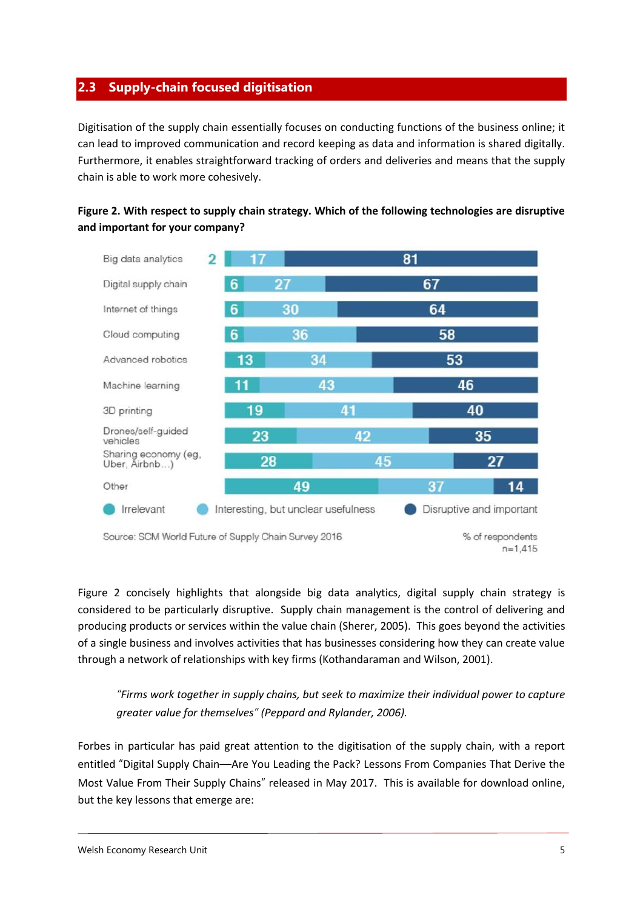## 2.3 Supply-chain focused digitisation

Digitisation of the supply chain essentially focuses on conducting functions of the business online; it can lead to improved communication and record keeping as data and information is shared digitally. Furthermore, it enables straightforward tracking of orders and deliveries and means that the supply chain is able to work more cohesively.

**Figure 2. With respect to supply chain strategy. Which of the following technologies are disruptive and important for your company?**

| Technology | Irrelevant | Interesting, but unclear usefulness | Disruptive and important |
|---|---|---|---|
| Big data analytics | 2 | 17 | 81 |
| Digital supply chain | 6 | 27 | 67 |
| Internet of things | 6 | 30 | 64 |
| Cloud computing | 6 | 36 | 58 |
| Advanced robotics | 13 | 34 | 53 |
| Machine learning | 11 | 43 | 46 |
| 3D printing | 19 | 41 | 40 |
| Drones/self-guided vehicles | 23 | 42 | 35 |
| Sharing economy (eg, Uber, Airbnb…) | 28 | 45 | 27 |
| Other | 49 | 37 | 14 |

Source: SCM World Future of Supply Chain Survey 2016

% of respondents n=1,415

Figure 2 concisely highlights that alongside big data analytics, digital supply chain strategy is considered to be particularly disruptive. Supply chain management is the control of delivering and producing products or services within the value chain (Sherer, 2005). This goes beyond the activities of a single business and involves activities that has businesses considering how they can create value through a network of relationships with key firms (Kothandaraman and Wilson, 2001).

> *"Firms work together in supply chains, but seek to maximize their individual power to capture greater value for themselves" (Peppard and Rylander, 2006).*

Forbes in particular has paid great attention to the digitisation of the supply chain, with a report entitled "Digital Supply Chain—Are You Leading the Pack? Lessons From Companies That Derive the Most Value From Their Supply Chains" released in May 2017. This is available for download online, but the key lessons that emerge are: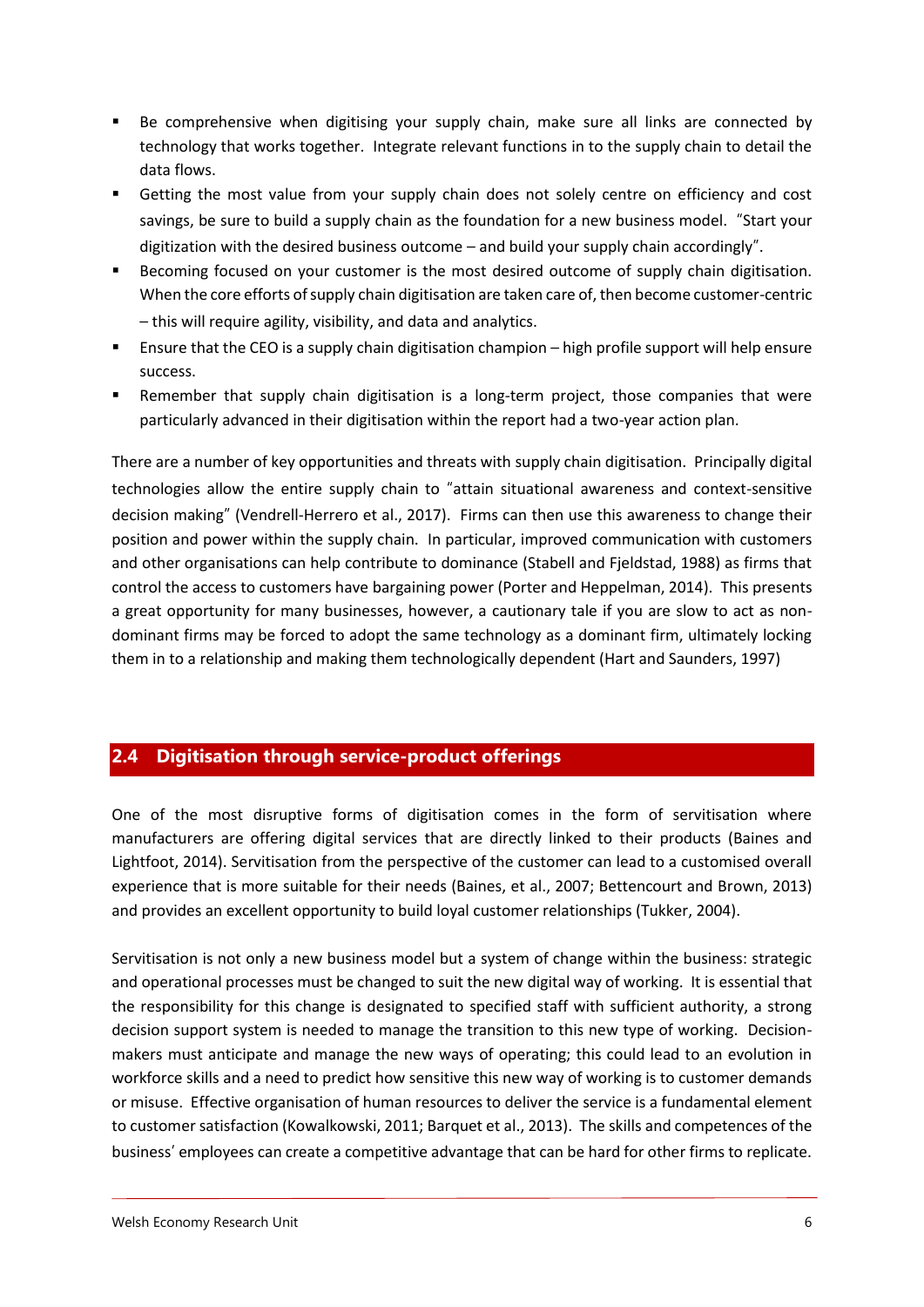- Be comprehensive when digitising your supply chain, make sure all links are connected by technology that works together. Integrate relevant functions in to the supply chain to detail the data flows.
- Getting the most value from your supply chain does not solely centre on efficiency and cost savings, be sure to build a supply chain as the foundation for a new business model. "Start your digitization with the desired business outcome – and build your supply chain accordingly".
- Becoming focused on your customer is the most desired outcome of supply chain digitisation. When the core efforts of supply chain digitisation are taken care of, then become customer-centric – this will require agility, visibility, and data and analytics.
- Ensure that the CEO is a supply chain digitisation champion – high profile support will help ensure success.
- Remember that supply chain digitisation is a long-term project, those companies that were particularly advanced in their digitisation within the report had a two-year action plan.

There are a number of key opportunities and threats with supply chain digitisation. Principally digital technologies allow the entire supply chain to "attain situational awareness and context-sensitive decision making" (Vendrell-Herrero et al., 2017). Firms can then use this awareness to change their position and power within the supply chain. In particular, improved communication with customers and other organisations can help contribute to dominance (Stabell and Fjeldstad, 1988) as firms that control the access to customers have bargaining power (Porter and Heppelman, 2014). This presents a great opportunity for many businesses, however, a cautionary tale if you are slow to act as non-dominant firms may be forced to adopt the same technology as a dominant firm, ultimately locking them in to a relationship and making them technologically dependent (Hart and Saunders, 1997)

## 2.4 Digitisation through service-product offerings

One of the most disruptive forms of digitisation comes in the form of servitisation where manufacturers are offering digital services that are directly linked to their products (Baines and Lightfoot, 2014). Servitisation from the perspective of the customer can lead to a customised overall experience that is more suitable for their needs (Baines, et al., 2007; Bettencourt and Brown, 2013) and provides an excellent opportunity to build loyal customer relationships (Tukker, 2004).

Servitisation is not only a new business model but a system of change within the business: strategic and operational processes must be changed to suit the new digital way of working. It is essential that the responsibility for this change is designated to specified staff with sufficient authority, a strong decision support system is needed to manage the transition to this new type of working. Decision-makers must anticipate and manage the new ways of operating; this could lead to an evolution in workforce skills and a need to predict how sensitive this new way of working is to customer demands or misuse. Effective organisation of human resources to deliver the service is a fundamental element to customer satisfaction (Kowalkowski, 2011; Barquet et al., 2013). The skills and competences of the business' employees can create a competitive advantage that can be hard for other firms to replicate.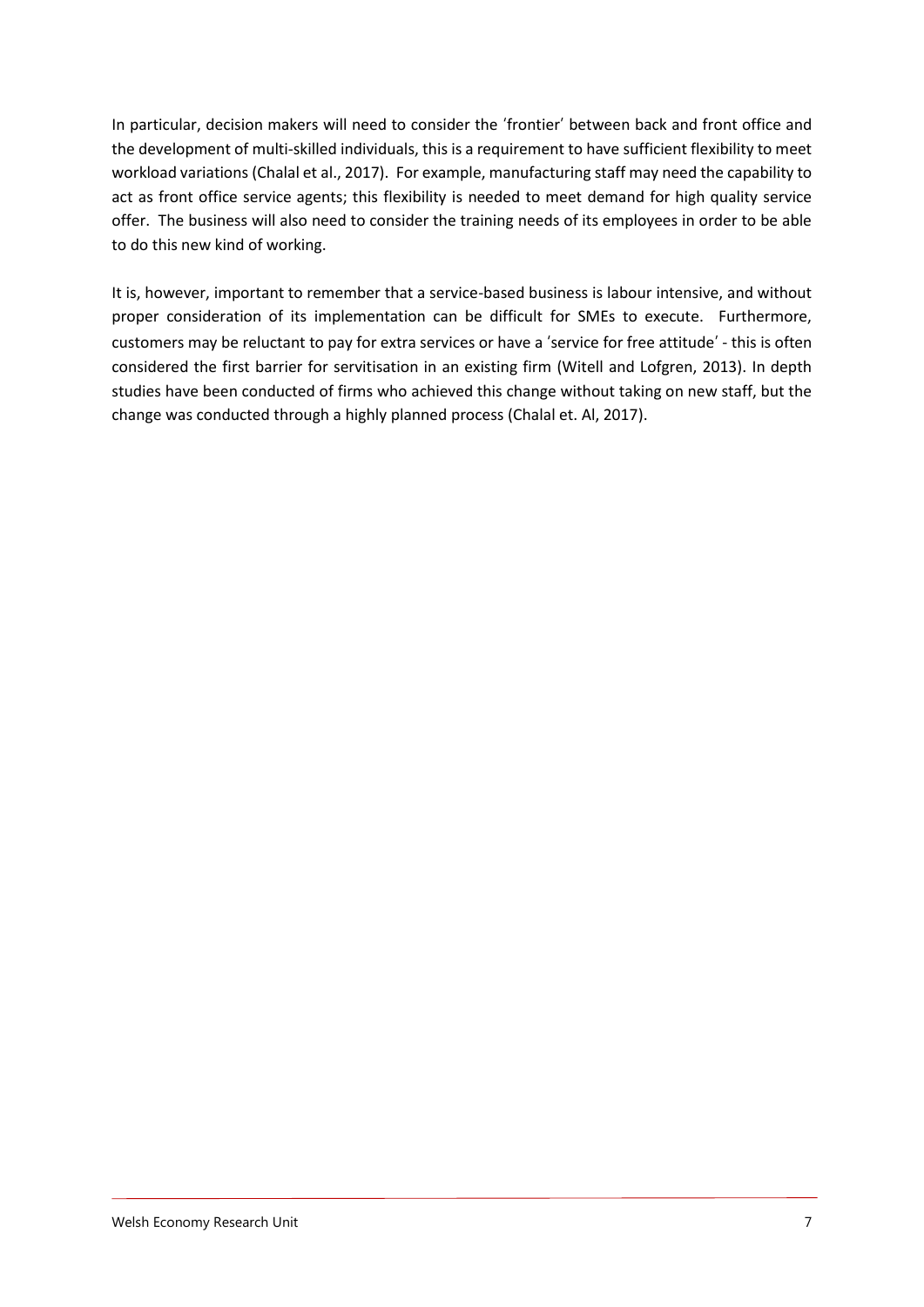In particular, decision makers will need to consider the 'frontier' between back and front office and the development of multi-skilled individuals, this is a requirement to have sufficient flexibility to meet workload variations (Chalal et al., 2017). For example, manufacturing staff may need the capability to act as front office service agents; this flexibility is needed to meet demand for high quality service offer. The business will also need to consider the training needs of its employees in order to be able to do this new kind of working.

It is, however, important to remember that a service-based business is labour intensive, and without proper consideration of its implementation can be difficult for SMEs to execute. Furthermore, customers may be reluctant to pay for extra services or have a 'service for free attitude' - this is often considered the first barrier for servitisation in an existing firm (Witell and Lofgren, 2013). In depth studies have been conducted of firms who achieved this change without taking on new staff, but the change was conducted through a highly planned process (Chalal et. Al, 2017).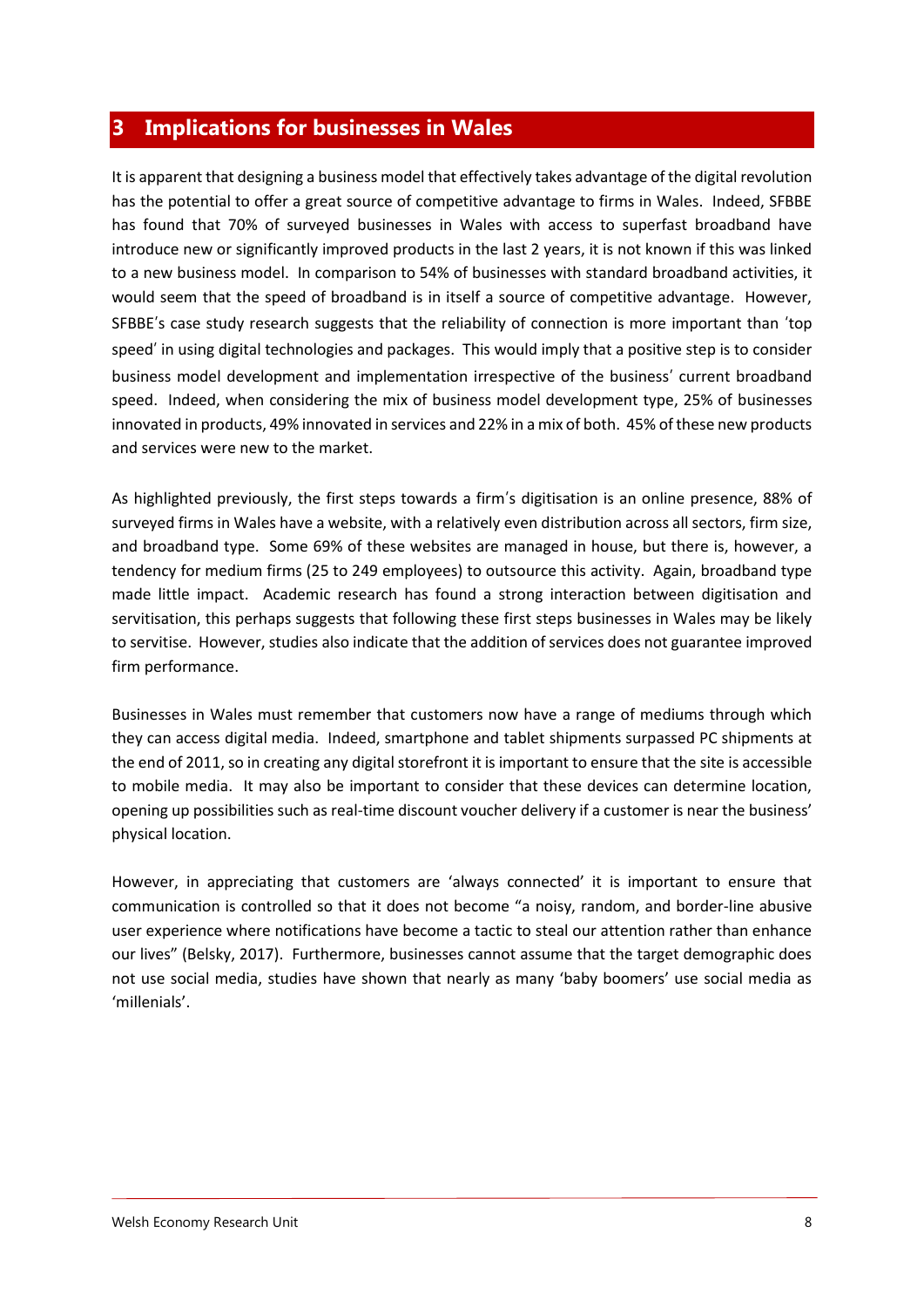# 3 Implications for businesses in Wales

It is apparent that designing a business model that effectively takes advantage of the digital revolution has the potential to offer a great source of competitive advantage to firms in Wales. Indeed, SFBBE has found that 70% of surveyed businesses in Wales with access to superfast broadband have introduce new or significantly improved products in the last 2 years, it is not known if this was linked to a new business model. In comparison to 54% of businesses with standard broadband activities, it would seem that the speed of broadband is in itself a source of competitive advantage. However, SFBBE's case study research suggests that the reliability of connection is more important than 'top speed' in using digital technologies and packages. This would imply that a positive step is to consider business model development and implementation irrespective of the business' current broadband speed. Indeed, when considering the mix of business model development type, 25% of businesses innovated in products, 49% innovated in services and 22% in a mix of both. 45% of these new products and services were new to the market.

As highlighted previously, the first steps towards a firm's digitisation is an online presence, 88% of surveyed firms in Wales have a website, with a relatively even distribution across all sectors, firm size, and broadband type. Some 69% of these websites are managed in house, but there is, however, a tendency for medium firms (25 to 249 employees) to outsource this activity. Again, broadband type made little impact. Academic research has found a strong interaction between digitisation and servitisation, this perhaps suggests that following these first steps businesses in Wales may be likely to servitise. However, studies also indicate that the addition of services does not guarantee improved firm performance.

Businesses in Wales must remember that customers now have a range of mediums through which they can access digital media. Indeed, smartphone and tablet shipments surpassed PC shipments at the end of 2011, so in creating any digital storefront it is important to ensure that the site is accessible to mobile media. It may also be important to consider that these devices can determine location, opening up possibilities such as real-time discount voucher delivery if a customer is near the business' physical location.

However, in appreciating that customers are 'always connected' it is important to ensure that communication is controlled so that it does not become "a noisy, random, and border-line abusive user experience where notifications have become a tactic to steal our attention rather than enhance our lives" (Belsky, 2017). Furthermore, businesses cannot assume that the target demographic does not use social media, studies have shown that nearly as many 'baby boomers' use social media as 'millenials'.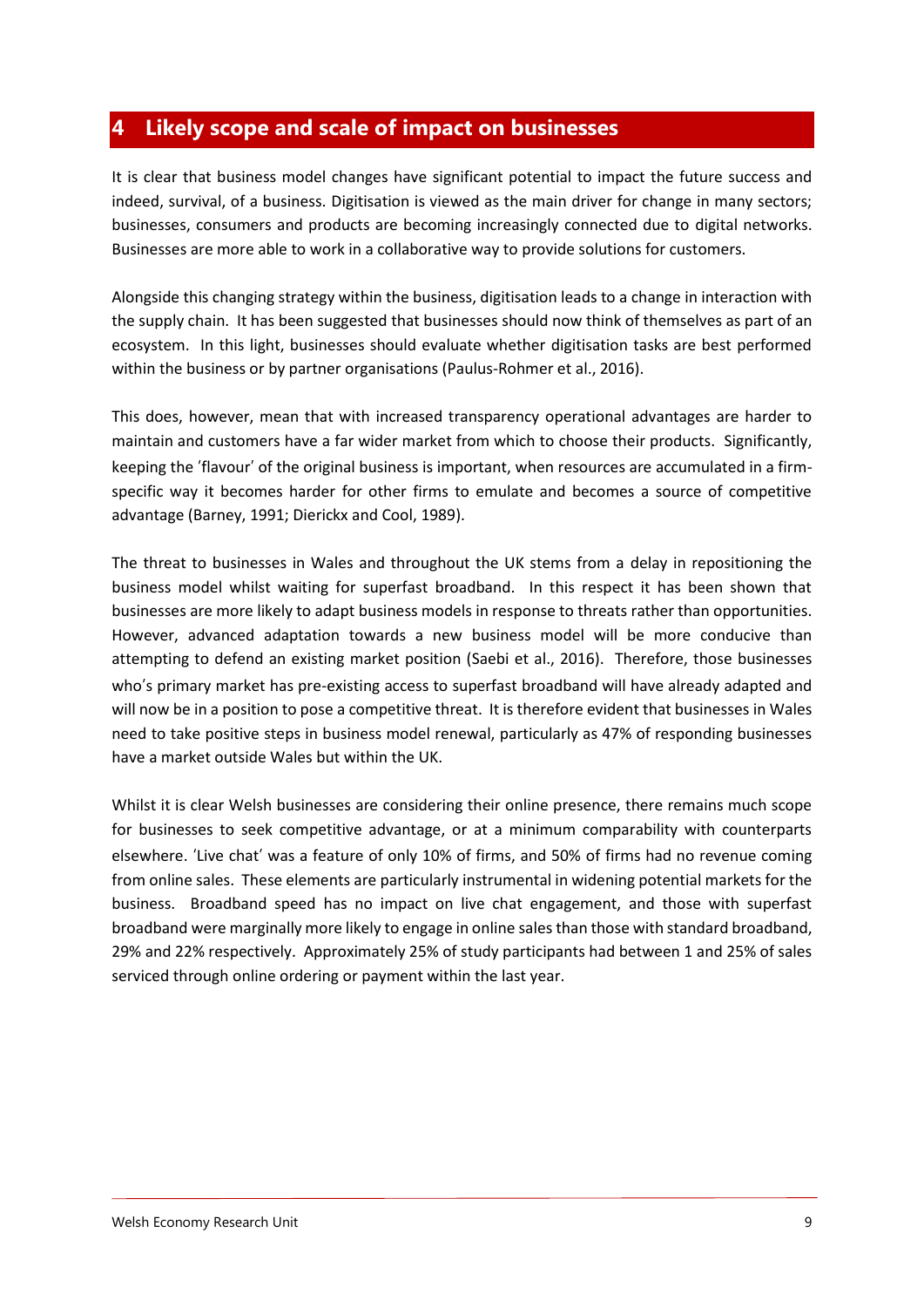# 4 Likely scope and scale of impact on businesses

It is clear that business model changes have significant potential to impact the future success and indeed, survival, of a business. Digitisation is viewed as the main driver for change in many sectors; businesses, consumers and products are becoming increasingly connected due to digital networks. Businesses are more able to work in a collaborative way to provide solutions for customers.

Alongside this changing strategy within the business, digitisation leads to a change in interaction with the supply chain. It has been suggested that businesses should now think of themselves as part of an ecosystem. In this light, businesses should evaluate whether digitisation tasks are best performed within the business or by partner organisations (Paulus-Rohmer et al., 2016).

This does, however, mean that with increased transparency operational advantages are harder to maintain and customers have a far wider market from which to choose their products. Significantly, keeping the 'flavour' of the original business is important, when resources are accumulated in a firm-specific way it becomes harder for other firms to emulate and becomes a source of competitive advantage (Barney, 1991; Dierickx and Cool, 1989).

The threat to businesses in Wales and throughout the UK stems from a delay in repositioning the business model whilst waiting for superfast broadband. In this respect it has been shown that businesses are more likely to adapt business models in response to threats rather than opportunities. However, advanced adaptation towards a new business model will be more conducive than attempting to defend an existing market position (Saebi et al., 2016). Therefore, those businesses who's primary market has pre-existing access to superfast broadband will have already adapted and will now be in a position to pose a competitive threat. It is therefore evident that businesses in Wales need to take positive steps in business model renewal, particularly as 47% of responding businesses have a market outside Wales but within the UK.

Whilst it is clear Welsh businesses are considering their online presence, there remains much scope for businesses to seek competitive advantage, or at a minimum comparability with counterparts elsewhere. 'Live chat' was a feature of only 10% of firms, and 50% of firms had no revenue coming from online sales. These elements are particularly instrumental in widening potential markets for the business. Broadband speed has no impact on live chat engagement, and those with superfast broadband were marginally more likely to engage in online sales than those with standard broadband, 29% and 22% respectively. Approximately 25% of study participants had between 1 and 25% of sales serviced through online ordering or payment within the last year.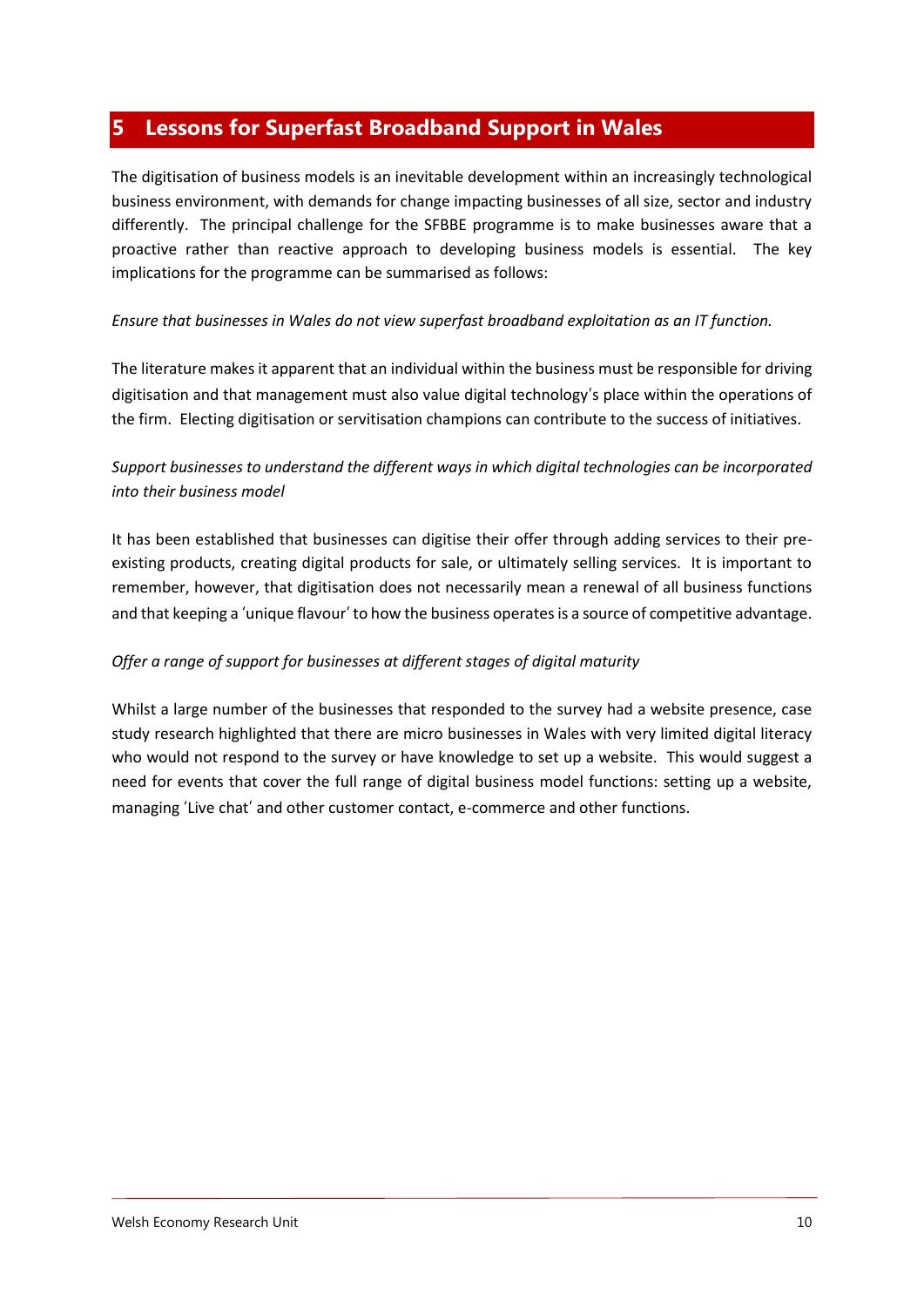# 5 Lessons for Superfast Broadband Support in Wales

The digitisation of business models is an inevitable development within an increasingly technological business environment, with demands for change impacting businesses of all size, sector and industry differently. The principal challenge for the SFBBE programme is to make businesses aware that a proactive rather than reactive approach to developing business models is essential. The key implications for the programme can be summarised as follows:

*Ensure that businesses in Wales do not view superfast broadband exploitation as an IT function.*

The literature makes it apparent that an individual within the business must be responsible for driving digitisation and that management must also value digital technology's place within the operations of the firm. Electing digitisation or servitisation champions can contribute to the success of initiatives.

*Support businesses to understand the different ways in which digital technologies can be incorporated into their business model*

It has been established that businesses can digitise their offer through adding services to their pre-existing products, creating digital products for sale, or ultimately selling services. It is important to remember, however, that digitisation does not necessarily mean a renewal of all business functions and that keeping a 'unique flavour' to how the business operates is a source of competitive advantage.

*Offer a range of support for businesses at different stages of digital maturity*

Whilst a large number of the businesses that responded to the survey had a website presence, case study research highlighted that there are micro businesses in Wales with very limited digital literacy who would not respond to the survey or have knowledge to set up a website. This would suggest a need for events that cover the full range of digital business model functions: setting up a website, managing 'Live chat' and other customer contact, e-commerce and other functions.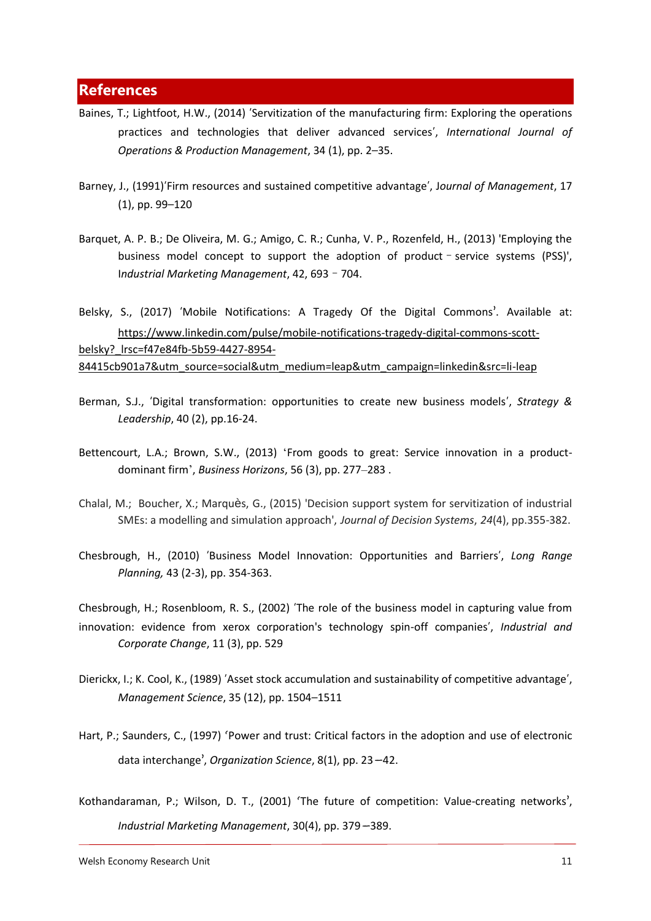## References

Baines, T.; Lightfoot, H.W., (2014) 'Servitization of the manufacturing firm: Exploring the operations practices and technologies that deliver advanced services', *International Journal of Operations & Production Management*, 34 (1), pp. 2–35.

Barney, J., (1991)'Firm resources and sustained competitive advantage', J*ournal of Management*, 17 (1), pp. 99–120

Barquet, A. P. B.; De Oliveira, M. G.; Amigo, C. R.; Cunha, V. P., Rozenfeld, H., (2013) 'Employing the business model concept to support the adoption of product‐service systems (PSS)', I*ndustrial Marketing Management*, 42, 693‐704.

Belsky, S., (2017) 'Mobile Notifications: A Tragedy Of the Digital Commons'. Available at: https://www.linkedin.com/pulse/mobile-notifications-tragedy-digital-commons-scott-belsky?_lrsc=f47e84fb-5b59-4427-8954-84415cb901a7&utm_source=social&utm_medium=leap&utm_campaign=linkedin&src=li-leap

Berman, S.J., 'Digital transformation: opportunities to create new business models', *Strategy & Leadership*, 40 (2), pp.16-24.

Bettencourt, L.A.; Brown, S.W., (2013) 'From goods to great: Service innovation in a product-dominant firm', *Business Horizons*, 56 (3), pp. 277–283 .

Chalal, M.; Boucher, X.; Marquès, G., (2015) 'Decision support system for servitization of industrial SMEs: a modelling and simulation approach', *Journal of Decision Systems*, *24*(4), pp.355-382.

Chesbrough, H., (2010) 'Business Model Innovation: Opportunities and Barriers', *Long Range Planning,* 43 (2-3), pp. 354-363.

Chesbrough, H.; Rosenbloom, R. S., (2002) 'The role of the business model in capturing value from innovation: evidence from xerox corporation's technology spin-off companies', *Industrial and Corporate Change*, 11 (3), pp. 529

Dierickx, I.; K. Cool, K., (1989) 'Asset stock accumulation and sustainability of competitive advantage', *Management Science*, 35 (12), pp. 1504–1511

Hart, P.; Saunders, C., (1997) 'Power and trust: Critical factors in the adoption and use of electronic data interchange', *Organization Science*, 8(1), pp. 23–42.

Kothandaraman, P.; Wilson, D. T., (2001) 'The future of competition: Value-creating networks', *Industrial Marketing Management*, 30(4), pp. 379–389.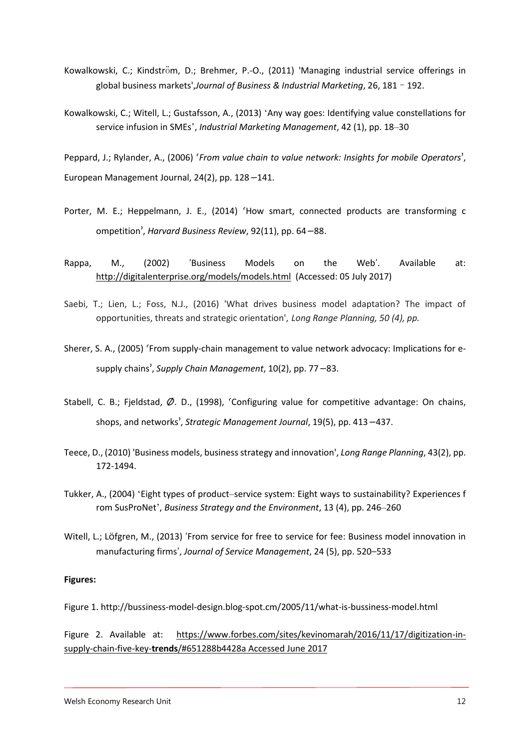Kowalkowski, C.; Kindström, D.; Brehmer, P.-O., (2011) 'Managing industrial service offerings in global business markets',*Journal of Business & Industrial Marketing*, 26, 181 - 192.

Kowalkowski, C.; Witell, L.; Gustafsson, A., (2013) 'Any way goes: Identifying value constellations for service infusion in SMEs', *Industrial Marketing Management*, 42 (1), pp. 18–30

Peppard, J.; Rylander, A., (2006) '*From value chain to value network: Insights for mobile Operators*', European Management Journal, 24(2), pp. 128 –141.

Porter, M. E.; Heppelmann, J. E., (2014) 'How smart, connected products are transforming c ompetition', *Harvard Business Review*, 92(11), pp. 64 –88.

Rappa, M., (2002) 'Business Models on the Web'. Available at: http://digitalenterprise.org/models/models.html (Accessed: 05 July 2017)

Saebi, T.; Lien, L.; Foss, N.J., (2016) 'What drives business model adaptation? The impact of opportunities, threats and strategic orientation', *Long Range Planning, 50 (4), pp.*

Sherer, S. A., (2005) 'From supply-chain management to value network advocacy: Implications for e-supply chains', *Supply Chain Management*, 10(2), pp. 77 –83.

Stabell, C. B.; Fjeldstad, Ø. D., (1998), 'Configuring value for competitive advantage: On chains, shops, and networks', *Strategic Management Journal*, 19(5), pp. 413 –437.

Teece, D., (2010) 'Business models, business strategy and innovation', *Long Range Planning*, 43(2), pp. 172-1494.

Tukker, A., (2004) 'Eight types of product–service system: Eight ways to sustainability? Experiences f rom SusProNet', *Business Strategy and the Environment*, 13 (4), pp. 246–260

Witell, L.; Löfgren, M., (2013) 'From service for free to service for fee: Business model innovation in manufacturing firms', *Journal of Service Management*, 24 (5), pp. 520–533

**Figures:**

Figure 1. http://bussiness-model-design.blog-spot.cm/2005/11/what-is-bussiness-model.html

Figure 2. Available at: https://www.forbes.com/sites/kevinomarah/2016/11/17/digitization-in-supply-chain-five-key-**trends**/#651288b4428a Accessed June 2017